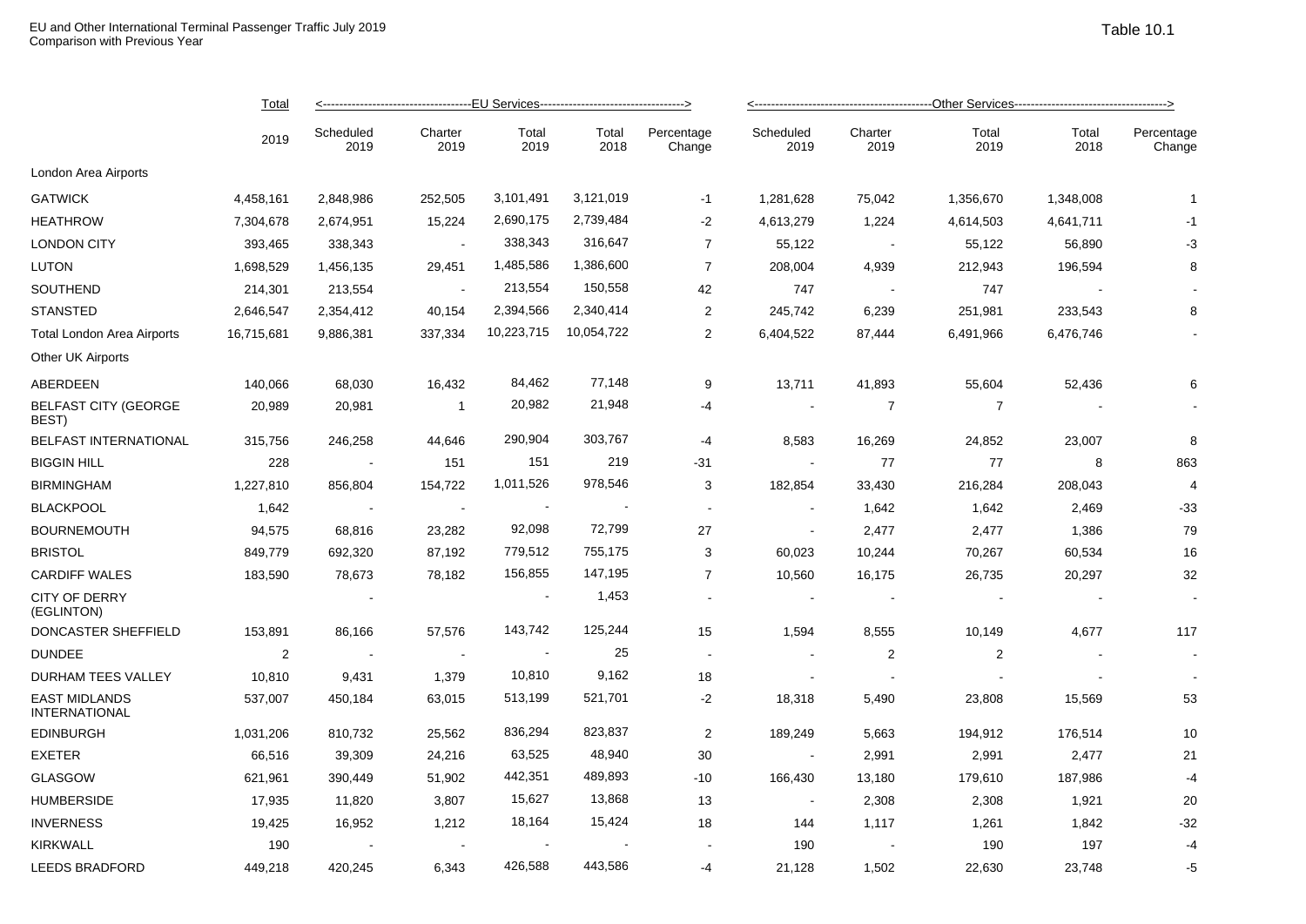EU and Other International Terminal Passenger Traffic July 2019
Comparison with Previous Year

Table 10.1

| | Total | <-----EU Services-----> | | | | | <-----Other Services-----> | | | | |
|---|---|---|---|---|---|---|---|---|---|---|---|
| | 2019 | Scheduled 2019 | Charter 2019 | Total 2019 | Total 2018 | Percentage Change | Scheduled 2019 | Charter 2019 | Total 2019 | Total 2018 | Percentage Change |
| London Area Airports | | | | | | | | | | | |
| GATWICK | 4,458,161 | 2,848,986 | 252,505 | 3,101,491 | 3,121,019 | -1 | 1,281,628 | 75,042 | 1,356,670 | 1,348,008 | 1 |
| HEATHROW | 7,304,678 | 2,674,951 | 15,224 | 2,690,175 | 2,739,484 | -2 | 4,613,279 | 1,224 | 4,614,503 | 4,641,711 | -1 |
| LONDON CITY | 393,465 | 338,343 | - | 338,343 | 316,647 | 7 | 55,122 | - | 55,122 | 56,890 | -3 |
| LUTON | 1,698,529 | 1,456,135 | 29,451 | 1,485,586 | 1,386,600 | 7 | 208,004 | 4,939 | 212,943 | 196,594 | 8 |
| SOUTHEND | 214,301 | 213,554 | - | 213,554 | 150,558 | 42 | 747 | - | 747 | - | - |
| STANSTED | 2,646,547 | 2,354,412 | 40,154 | 2,394,566 | 2,340,414 | 2 | 245,742 | 6,239 | 251,981 | 233,543 | 8 |
| Total London Area Airports | 16,715,681 | 9,886,381 | 337,334 | 10,223,715 | 10,054,722 | 2 | 6,404,522 | 87,444 | 6,491,966 | 6,476,746 | - |
| Other UK Airports | | | | | | | | | | | |
| ABERDEEN | 140,066 | 68,030 | 16,432 | 84,462 | 77,148 | 9 | 13,711 | 41,893 | 55,604 | 52,436 | 6 |
| BELFAST CITY (GEORGE BEST) | 20,989 | 20,981 | 1 | 20,982 | 21,948 | -4 | - | 7 | 7 | - | - |
| BELFAST INTERNATIONAL | 315,756 | 246,258 | 44,646 | 290,904 | 303,767 | -4 | 8,583 | 16,269 | 24,852 | 23,007 | 8 |
| BIGGIN HILL | 228 | - | 151 | 151 | 219 | -31 | - | 77 | 77 | 8 | 863 |
| BIRMINGHAM | 1,227,810 | 856,804 | 154,722 | 1,011,526 | 978,546 | 3 | 182,854 | 33,430 | 216,284 | 208,043 | 4 |
| BLACKPOOL | 1,642 | - | - | - | - | - | - | 1,642 | 1,642 | 2,469 | -33 |
| BOURNEMOUTH | 94,575 | 68,816 | 23,282 | 92,098 | 72,799 | 27 | - | 2,477 | 2,477 | 1,386 | 79 |
| BRISTOL | 849,779 | 692,320 | 87,192 | 779,512 | 755,175 | 3 | 60,023 | 10,244 | 70,267 | 60,534 | 16 |
| CARDIFF WALES | 183,590 | 78,673 | 78,182 | 156,855 | 147,195 | 7 | 10,560 | 16,175 | 26,735 | 20,297 | 32 |
| CITY OF DERRY (EGLINTON) | | - | | - | 1,453 | - | - | - | - | - | - |
| DONCASTER SHEFFIELD | 153,891 | 86,166 | 57,576 | 143,742 | 125,244 | 15 | 1,594 | 8,555 | 10,149 | 4,677 | 117 |
| DUNDEE | 2 | - | - | - | 25 | - | - | 2 | 2 | - | - |
| DURHAM TEES VALLEY | 10,810 | 9,431 | 1,379 | 10,810 | 9,162 | 18 | - | - | - | - | - |
| EAST MIDLANDS INTERNATIONAL | 537,007 | 450,184 | 63,015 | 513,199 | 521,701 | -2 | 18,318 | 5,490 | 23,808 | 15,569 | 53 |
| EDINBURGH | 1,031,206 | 810,732 | 25,562 | 836,294 | 823,837 | 2 | 189,249 | 5,663 | 194,912 | 176,514 | 10 |
| EXETER | 66,516 | 39,309 | 24,216 | 63,525 | 48,940 | 30 | - | 2,991 | 2,991 | 2,477 | 21 |
| GLASGOW | 621,961 | 390,449 | 51,902 | 442,351 | 489,893 | -10 | 166,430 | 13,180 | 179,610 | 187,986 | -4 |
| HUMBERSIDE | 17,935 | 11,820 | 3,807 | 15,627 | 13,868 | 13 | - | 2,308 | 2,308 | 1,921 | 20 |
| INVERNESS | 19,425 | 16,952 | 1,212 | 18,164 | 15,424 | 18 | 144 | 1,117 | 1,261 | 1,842 | -32 |
| KIRKWALL | 190 | - | - | - | - | - | 190 | - | 190 | 197 | -4 |
| LEEDS BRADFORD | 449,218 | 420,245 | 6,343 | 426,588 | 443,586 | -4 | 21,128 | 1,502 | 22,630 | 23,748 | -5 |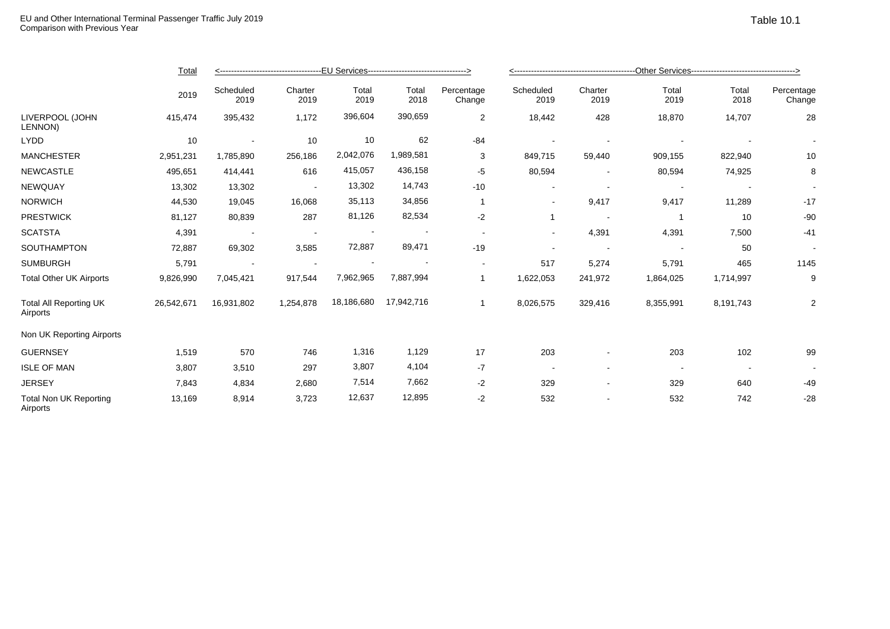EU and Other International Terminal Passenger Traffic July 2019
Comparison with Previous Year

Table 10.1

| | Total | EU Services | | | | | Other Services | | | | |
|---|---|---|---|---|---|---|---|---|---|---|---|
| | 2019 | Scheduled 2019 | Charter 2019 | Total 2019 | Total 2018 | Percentage Change | Scheduled 2019 | Charter 2019 | Total 2019 | Total 2018 | Percentage Change |
| LIVERPOOL (JOHN LENNON) | 415,474 | 395,432 | 1,172 | 396,604 | 390,659 | 2 | 18,442 | 428 | 18,870 | 14,707 | 28 |
| LYDD | 10 | - | 10 | 10 | 62 | -84 | - | - | - | - | - |
| MANCHESTER | 2,951,231 | 1,785,890 | 256,186 | 2,042,076 | 1,989,581 | 3 | 849,715 | 59,440 | 909,155 | 822,940 | 10 |
| NEWCASTLE | 495,651 | 414,441 | 616 | 415,057 | 436,158 | -5 | 80,594 | - | 80,594 | 74,925 | 8 |
| NEWQUAY | 13,302 | 13,302 | - | 13,302 | 14,743 | -10 | - | - | - | - | - |
| NORWICH | 44,530 | 19,045 | 16,068 | 35,113 | 34,856 | 1 | - | 9,417 | 9,417 | 11,289 | -17 |
| PRESTWICK | 81,127 | 80,839 | 287 | 81,126 | 82,534 | -2 | 1 | - | 1 | 10 | -90 |
| SCATSTA | 4,391 | - | - | - | - | - | - | 4,391 | 4,391 | 7,500 | -41 |
| SOUTHAMPTON | 72,887 | 69,302 | 3,585 | 72,887 | 89,471 | -19 | - | - | - | 50 | - |
| SUMBURGH | 5,791 | - | - | - | - | - | 517 | 5,274 | 5,791 | 465 | 1145 |
| Total Other UK Airports | 9,826,990 | 7,045,421 | 917,544 | 7,962,965 | 7,887,994 | 1 | 1,622,053 | 241,972 | 1,864,025 | 1,714,997 | 9 |
| Total All Reporting UK Airports | 26,542,671 | 16,931,802 | 1,254,878 | 18,186,680 | 17,942,716 | 1 | 8,026,575 | 329,416 | 8,355,991 | 8,191,743 | 2 |
| Non UK Reporting Airports | | | | | | | | | | | |
| GUERNSEY | 1,519 | 570 | 746 | 1,316 | 1,129 | 17 | 203 | - | 203 | 102 | 99 |
| ISLE OF MAN | 3,807 | 3,510 | 297 | 3,807 | 4,104 | -7 | - | - | - | - | - |
| JERSEY | 7,843 | 4,834 | 2,680 | 7,514 | 7,662 | -2 | 329 | - | 329 | 640 | -49 |
| Total Non UK Reporting Airports | 13,169 | 8,914 | 3,723 | 12,637 | 12,895 | -2 | 532 | - | 532 | 742 | -28 |